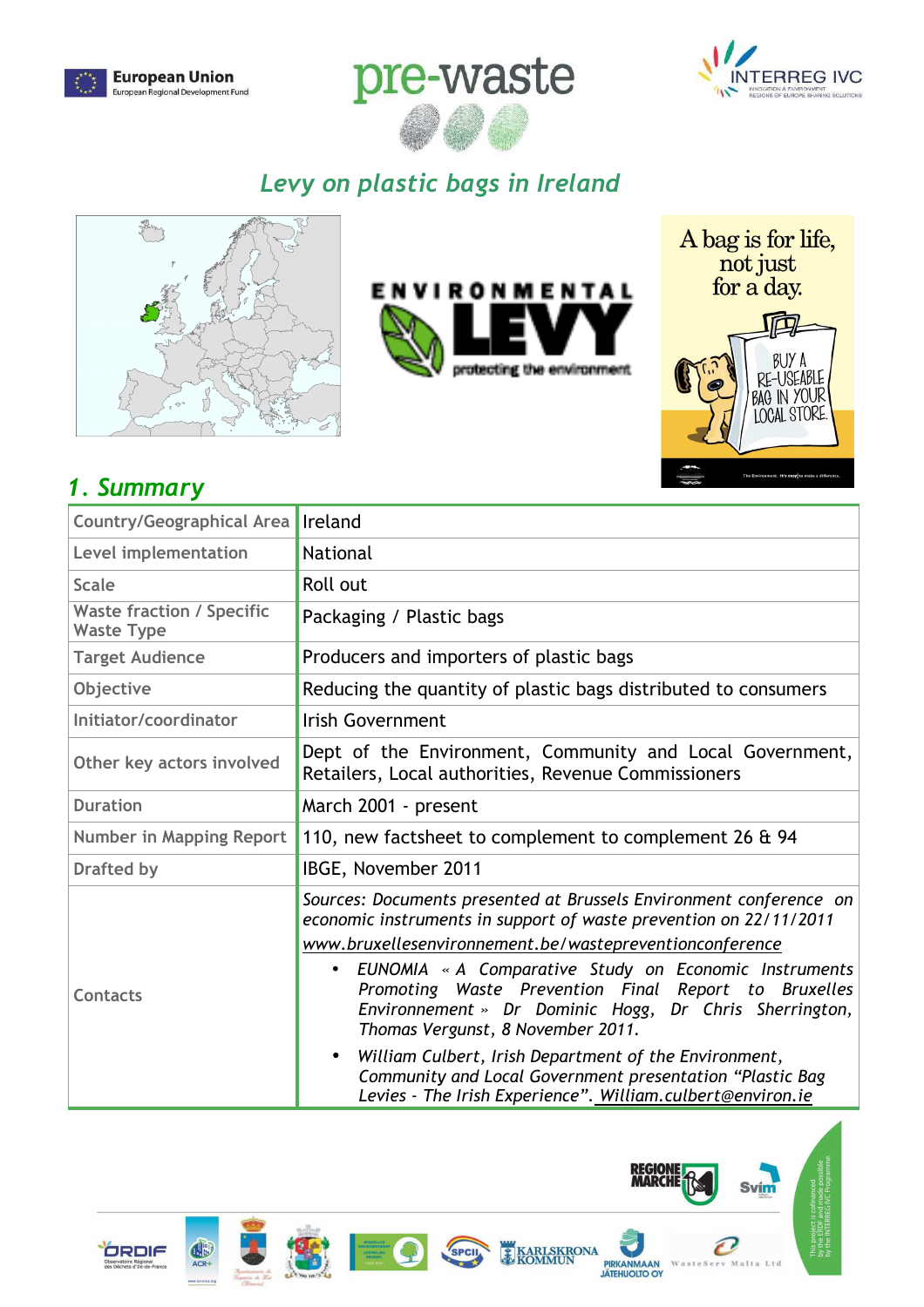# Levy on plastic bags in Ireland

## 1. Summary

| | |
|---|---|
| Country/Geographical Area | Ireland |
| Level implementation | National |
| Scale | Roll out |
| Waste fraction / Specific Waste Type | Packaging / Plastic bags |
| Target Audience | Producers and importers of plastic bags |
| Objective | Reducing the quantity of plastic bags distributed to consumers |
| Initiator/coordinator | Irish Government |
| Other key actors involved | Dept of the Environment, Community and Local Government, Retailers, Local authorities, Revenue Commissioners |
| Duration | March 2001 - present |
| Number in Mapping Report | 110, new factsheet to complement to complement 26 & 94 |
| Drafted by | IBGE, November 2011 |
| Contacts | *Sources: Documents presented at Brussels Environment conference on economic instruments in support of waste prevention on 22/11/2011* *www.bruxellesenvironnement.be/wastepreventionconference* <br> • *EUNOMIA « A Comparative Study on Economic Instruments Promoting Waste Prevention Final Report to Bruxelles Environnement » Dr Dominic Hogg, Dr Chris Sherrington, Thomas Vergunst, 8 November 2011.* <br> • *William Culbert, Irish Department of the Environment, Community and Local Government presentation "Plastic Bag Levies - The Irish Experience". William.culbert@environ.ie* |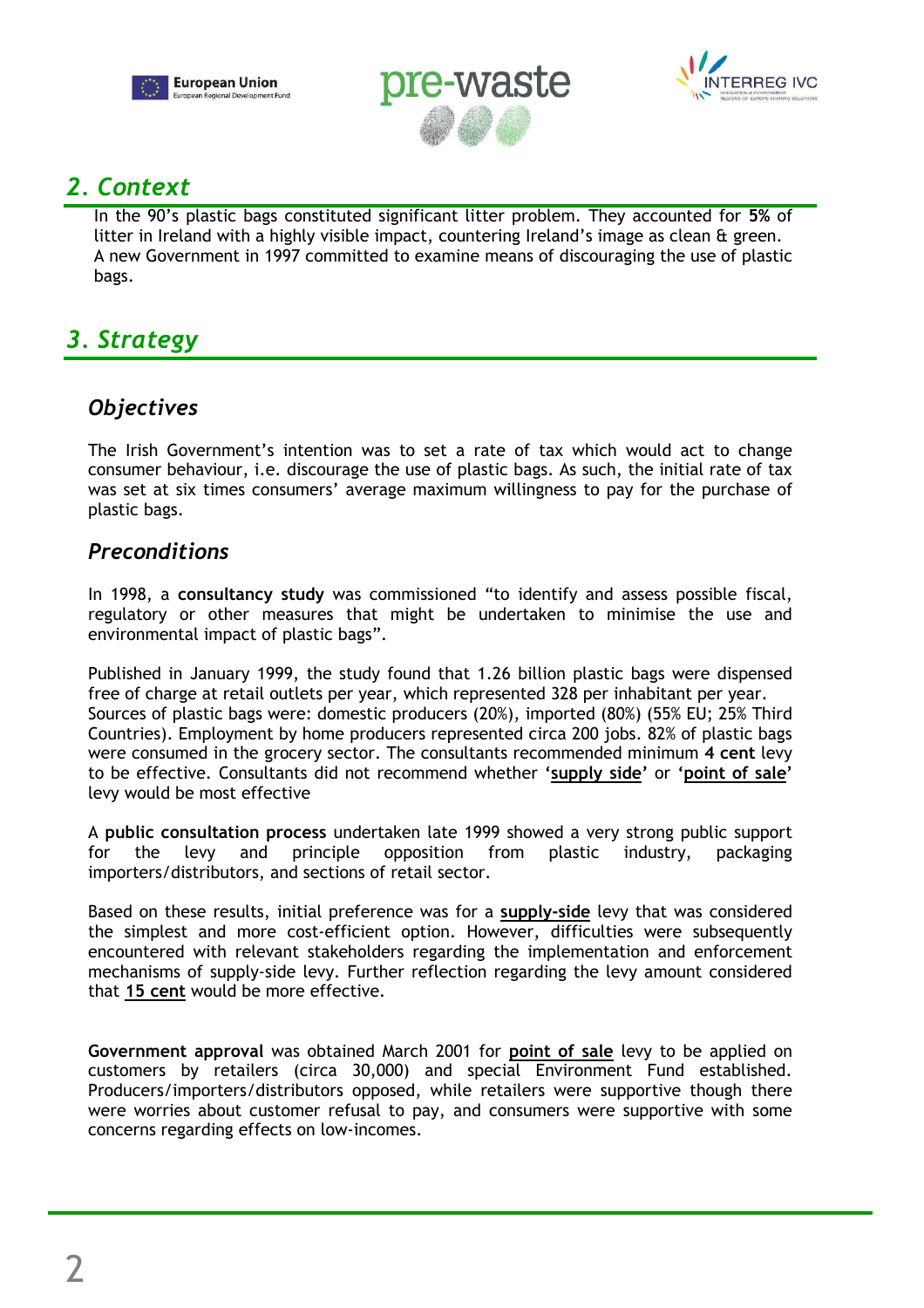## *2. Context*

In the 90's plastic bags constituted significant litter problem. They accounted for **5%** of litter in Ireland with a highly visible impact, countering Ireland's image as clean & green. A new Government in 1997 committed to examine means of discouraging the use of plastic bags.

## *3. Strategy*

### *Objectives*

The Irish Government's intention was to set a rate of tax which would act to change consumer behaviour, i.e. discourage the use of plastic bags. As such, the initial rate of tax was set at six times consumers' average maximum willingness to pay for the purchase of plastic bags.

### *Preconditions*

In 1998, a **consultancy study** was commissioned "to identify and assess possible fiscal, regulatory or other measures that might be undertaken to minimise the use and environmental impact of plastic bags".

Published in January 1999, the study found that 1.26 billion plastic bags were dispensed free of charge at retail outlets per year, which represented 328 per inhabitant per year. Sources of plastic bags were: domestic producers (20%), imported (80%) (55% EU; 25% Third Countries). Employment by home producers represented circa 200 jobs. 82% of plastic bags were consumed in the grocery sector. The consultants recommended minimum **4 cent** levy to be effective. Consultants did not recommend whether '**supply side**' or '**point of sale**' levy would be most effective

A **public consultation process** undertaken late 1999 showed a very strong public support for the levy and principle opposition from plastic industry, packaging importers/distributors, and sections of retail sector.

Based on these results, initial preference was for a **supply-side** levy that was considered the simplest and more cost-efficient option. However, difficulties were subsequently encountered with relevant stakeholders regarding the implementation and enforcement mechanisms of supply-side levy. Further reflection regarding the levy amount considered that **15 cent** would be more effective.

**Government approval** was obtained March 2001 for **point of sale** levy to be applied on customers by retailers (circa 30,000) and special Environment Fund established. Producers/importers/distributors opposed, while retailers were supportive though there were worries about customer refusal to pay, and consumers were supportive with some concerns regarding effects on low-incomes.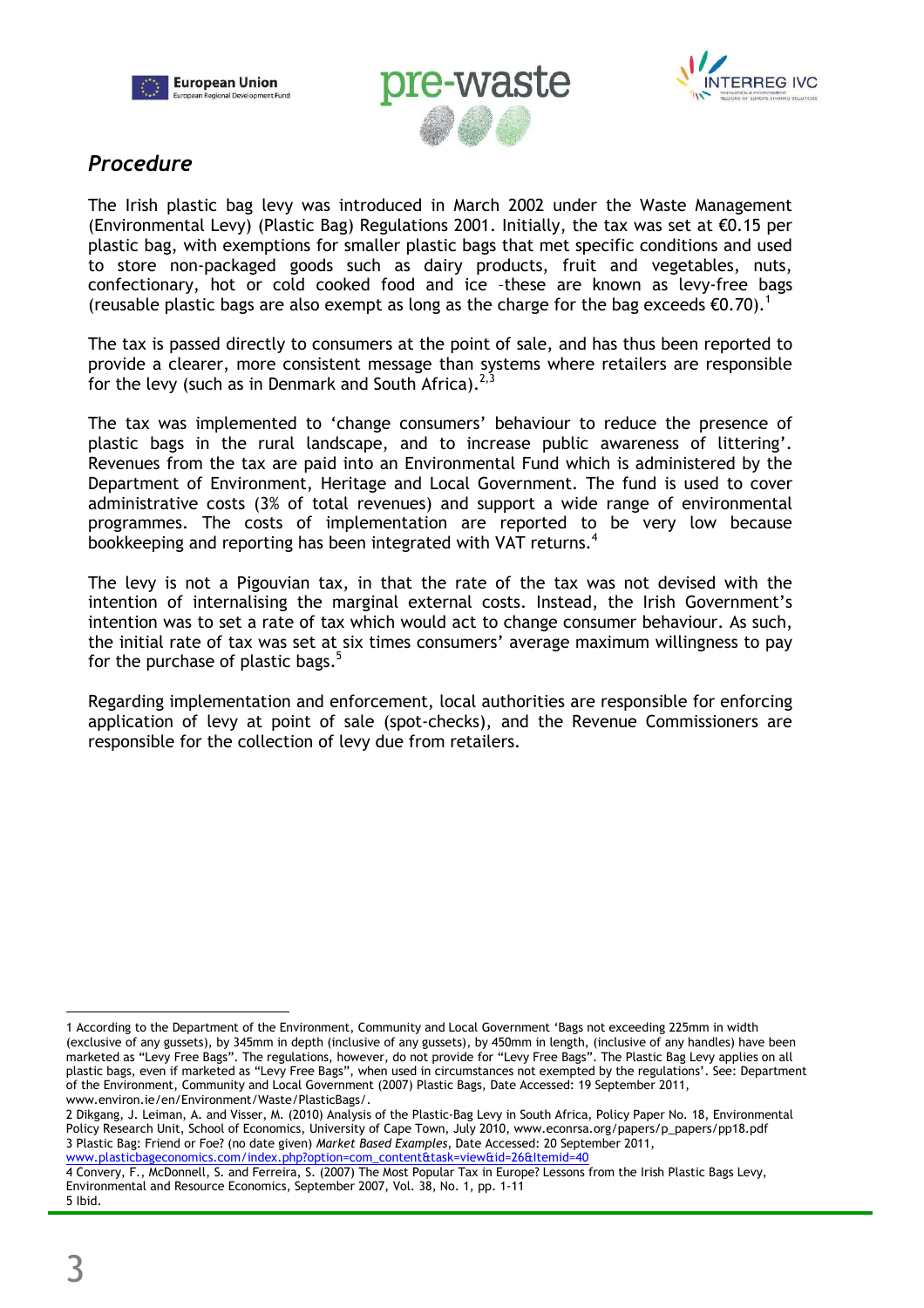## *Procedure*

The Irish plastic bag levy was introduced in March 2002 under the Waste Management (Environmental Levy) (Plastic Bag) Regulations 2001. Initially, the tax was set at €0.15 per plastic bag, with exemptions for smaller plastic bags that met specific conditions and used to store non-packaged goods such as dairy products, fruit and vegetables, nuts, confectionary, hot or cold cooked food and ice –these are known as levy-free bags (reusable plastic bags are also exempt as long as the charge for the bag exceeds €0.70).[1]

The tax is passed directly to consumers at the point of sale, and has thus been reported to provide a clearer, more consistent message than systems where retailers are responsible for the levy (such as in Denmark and South Africa).[2,3]

The tax was implemented to 'change consumers' behaviour to reduce the presence of plastic bags in the rural landscape, and to increase public awareness of littering'. Revenues from the tax are paid into an Environmental Fund which is administered by the Department of Environment, Heritage and Local Government. The fund is used to cover administrative costs (3% of total revenues) and support a wide range of environmental programmes. The costs of implementation are reported to be very low because bookkeeping and reporting has been integrated with VAT returns.[4]

The levy is not a Pigouvian tax, in that the rate of the tax was not devised with the intention of internalising the marginal external costs. Instead, the Irish Government's intention was to set a rate of tax which would act to change consumer behaviour. As such, the initial rate of tax was set at six times consumers' average maximum willingness to pay for the purchase of plastic bags.[5]

Regarding implementation and enforcement, local authorities are responsible for enforcing application of levy at point of sale (spot-checks), and the Revenue Commissioners are responsible for the collection of levy due from retailers.

---

1 According to the Department of the Environment, Community and Local Government 'Bags not exceeding 225mm in width (exclusive of any gussets), by 345mm in depth (inclusive of any gussets), by 450mm in length, (inclusive of any handles) have been marketed as "Levy Free Bags". The regulations, however, do not provide for "Levy Free Bags". The Plastic Bag Levy applies on all plastic bags, even if marketed as "Levy Free Bags", when used in circumstances not exempted by the regulations'. See: Department of the Environment, Community and Local Government (2007) Plastic Bags, Date Accessed: 19 September 2011, www.environ.ie/en/Environment/Waste/PlasticBags/.

2 Dikgang, J. Leiman, A. and Visser, M. (2010) Analysis of the Plastic-Bag Levy in South Africa, Policy Paper No. 18, Environmental Policy Research Unit, School of Economics, University of Cape Town, July 2010, www.econrsa.org/papers/p_papers/pp18.pdf

3 Plastic Bag: Friend or Foe? (no date given) *Market Based Examples*, Date Accessed: 20 September 2011, www.plasticbageconomics.com/index.php?option=com_content&task=view&id=26&Itemid=40

4 Convery, F., McDonnell, S. and Ferreira, S. (2007) The Most Popular Tax in Europe? Lessons from the Irish Plastic Bags Levy, Environmental and Resource Economics, September 2007, Vol. 38, No. 1, pp. 1-11

5 Ibid.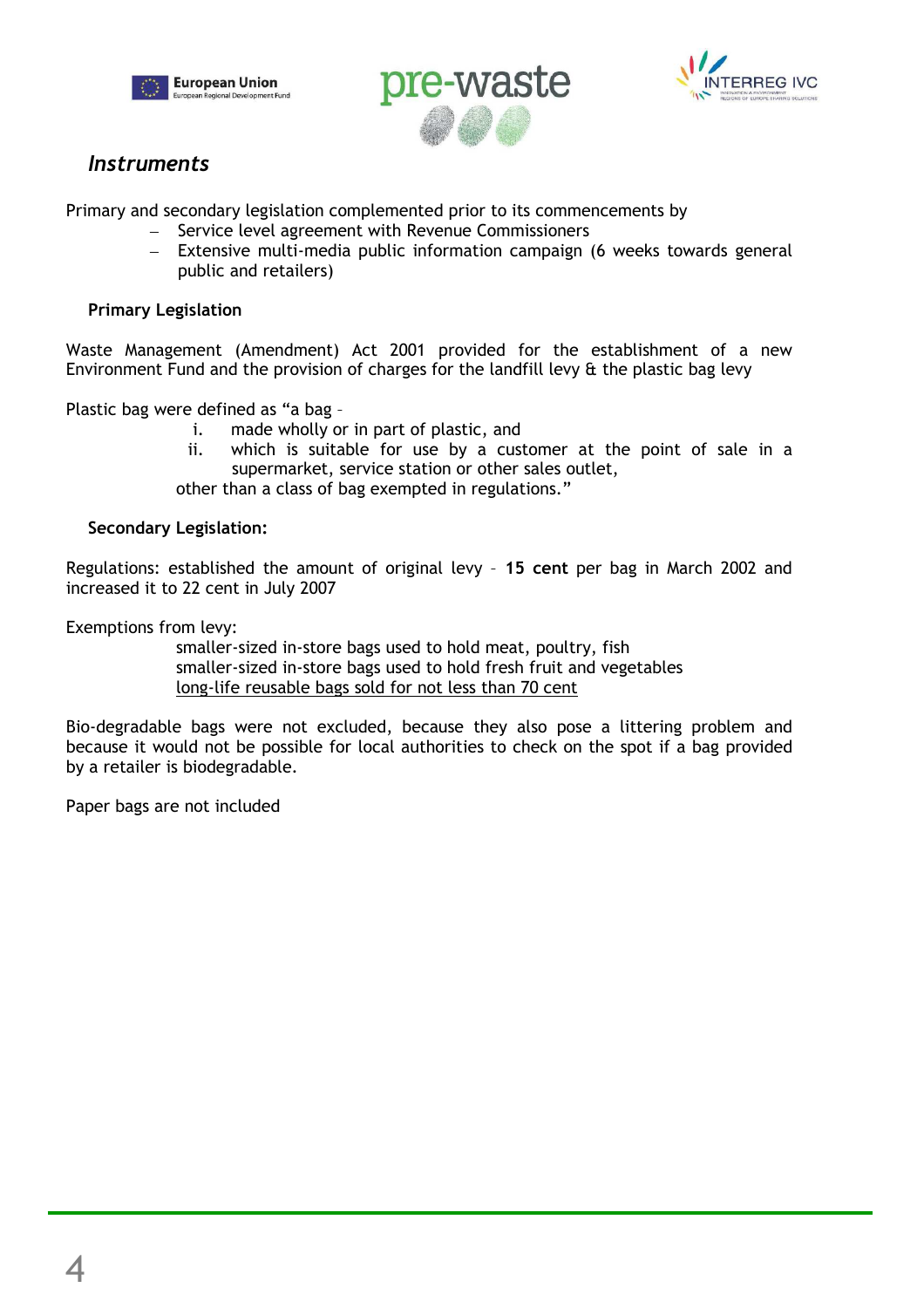## *Instruments*

Primary and secondary legislation complemented prior to its commencements by

- Service level agreement with Revenue Commissioners
- Extensive multi-media public information campaign (6 weeks towards general public and retailers)

### Primary Legislation

Waste Management (Amendment) Act 2001 provided for the establishment of a new Environment Fund and the provision of charges for the landfill levy & the plastic bag levy

Plastic bag were defined as "a bag –

1. made wholly or in part of plastic, and
2. which is suitable for use by a customer at the point of sale in a supermarket, service station or other sales outlet,

other than a class of bag exempted in regulations."

### Secondary Legislation:

Regulations: established the amount of original levy – **15 cent** per bag in March 2002 and increased it to 22 cent in July 2007

Exemptions from levy:

smaller-sized in-store bags used to hold meat, poultry, fish
smaller-sized in-store bags used to hold fresh fruit and vegetables
<u>long-life reusable bags sold for not less than 70 cent</u>

Bio-degradable bags were not excluded, because they also pose a littering problem and because it would not be possible for local authorities to check on the spot if a bag provided by a retailer is biodegradable.

Paper bags are not included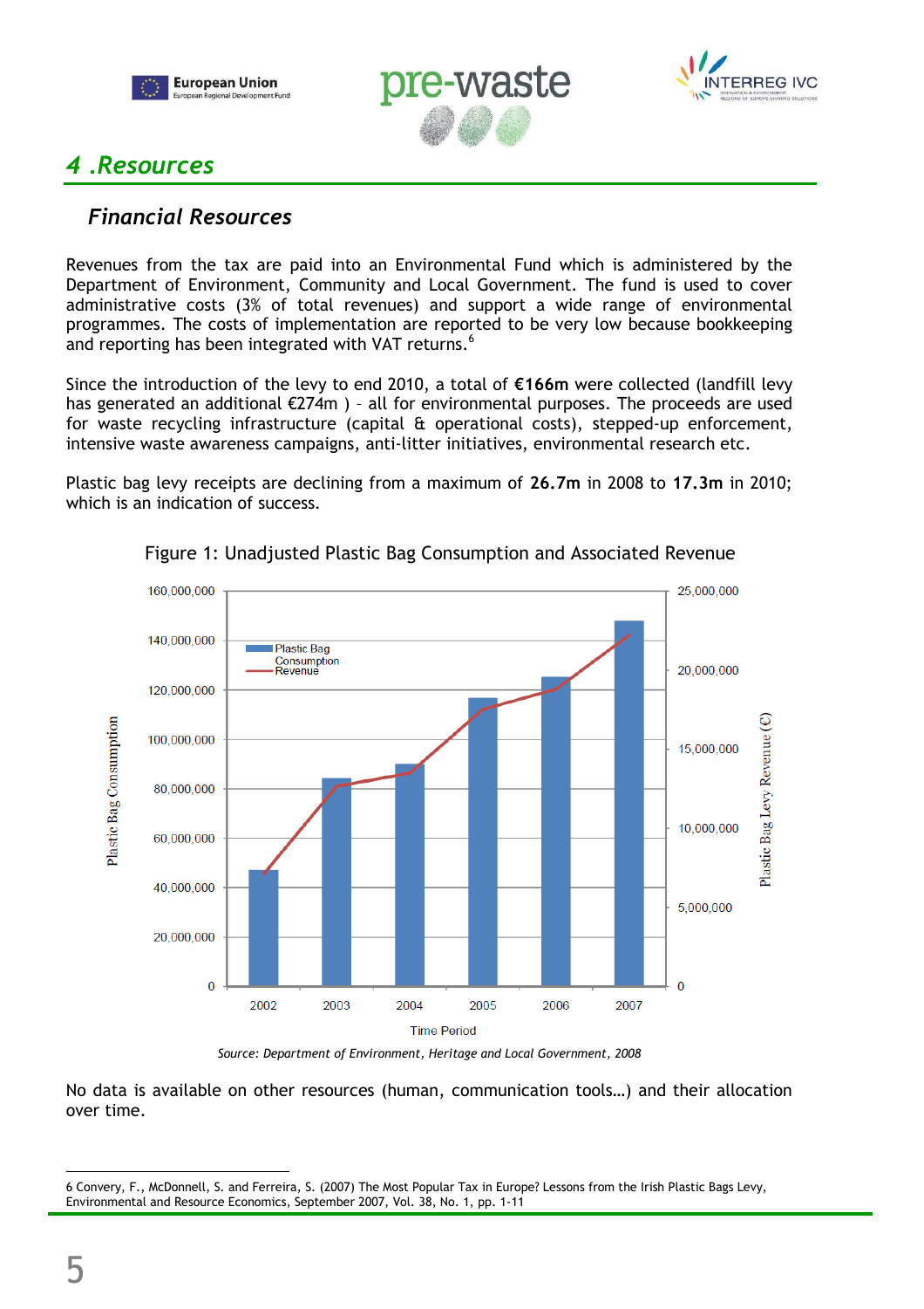## 4 .Resources

### Financial Resources

Revenues from the tax are paid into an Environmental Fund which is administered by the Department of Environment, Community and Local Government. The fund is used to cover administrative costs (3% of total revenues) and support a wide range of environmental programmes. The costs of implementation are reported to be very low because bookkeeping and reporting has been integrated with VAT returns.[6]

Since the introduction of the levy to end 2010, a total of **€166m** were collected (landfill levy has generated an additional €274m ) – all for environmental purposes. The proceeds are used for waste recycling infrastructure (capital & operational costs), stepped-up enforcement, intensive waste awareness campaigns, anti-litter initiatives, environmental research etc.

Plastic bag levy receipts are declining from a maximum of **26.7m** in 2008 to **17.3m** in 2010; which is an indication of success.

Figure 1: Unadjusted Plastic Bag Consumption and Associated Revenue

*Source: Department of Environment, Heritage and Local Government, 2008*

No data is available on other resources (human, communication tools…) and their allocation over time.

---

6 Convery, F., McDonnell, S. and Ferreira, S. (2007) The Most Popular Tax in Europe? Lessons from the Irish Plastic Bags Levy, Environmental and Resource Economics, September 2007, Vol. 38, No. 1, pp. 1-11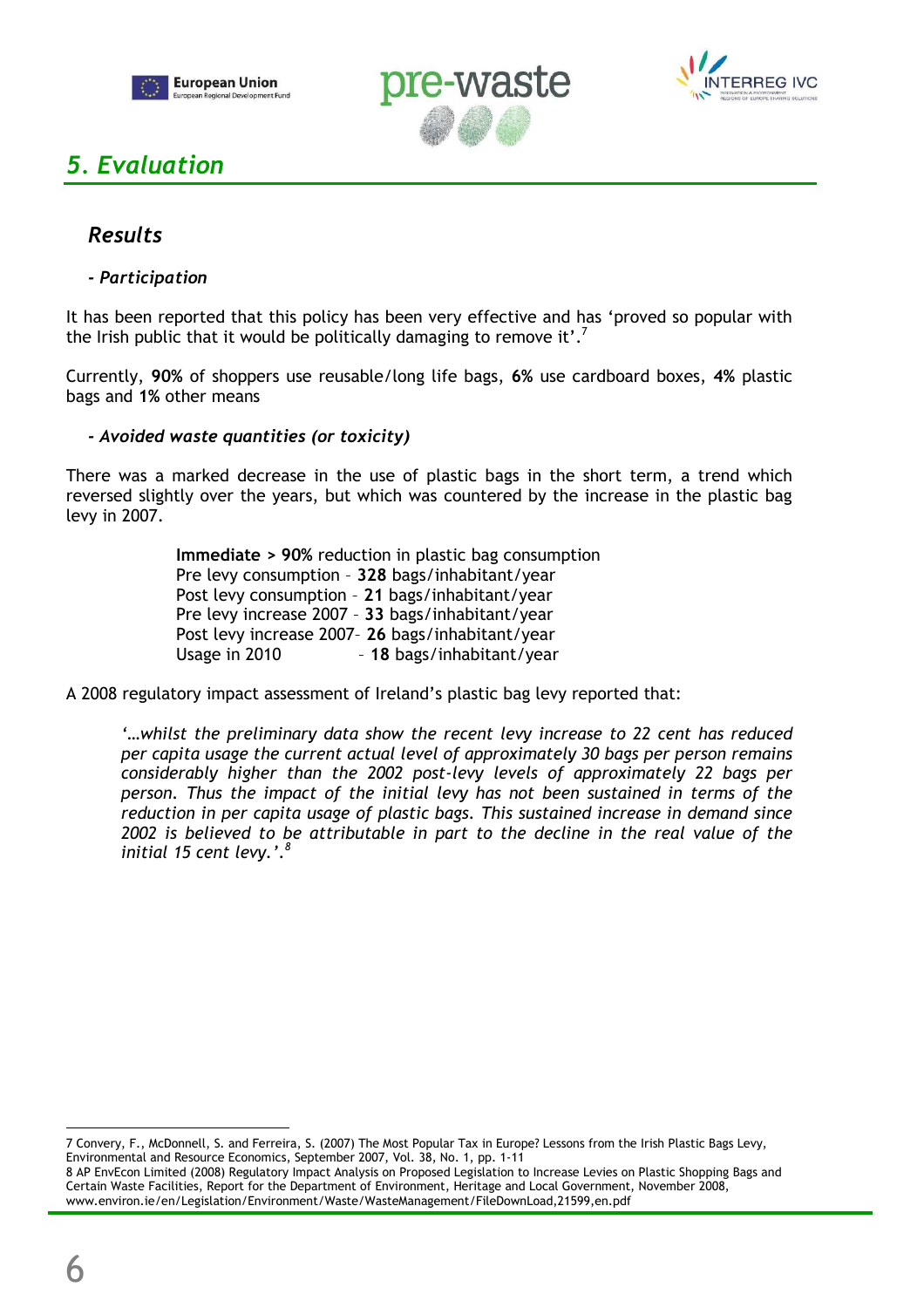## 5. Evaluation

### Results

#### *- Participation*

It has been reported that this policy has been very effective and has 'proved so popular with the Irish public that it would be politically damaging to remove it'.[7]

Currently, **90%** of shoppers use reusable/long life bags, **6%** use cardboard boxes, **4%** plastic bags and **1%** other means

#### *- Avoided waste quantities (or toxicity)*

There was a marked decrease in the use of plastic bags in the short term, a trend which reversed slightly over the years, but which was countered by the increase in the plastic bag levy in 2007.

**Immediate > 90%** reduction in plastic bag consumption
Pre levy consumption – **328** bags/inhabitant/year
Post levy consumption – **21** bags/inhabitant/year
Pre levy increase 2007 – **33** bags/inhabitant/year
Post levy increase 2007– **26** bags/inhabitant/year
Usage in 2010 – **18** bags/inhabitant/year

A 2008 regulatory impact assessment of Ireland's plastic bag levy reported that:

> *'…whilst the preliminary data show the recent levy increase to 22 cent has reduced per capita usage the current actual level of approximately 30 bags per person remains considerably higher than the 2002 post-levy levels of approximately 22 bags per person. Thus the impact of the initial levy has not been sustained in terms of the reduction in per capita usage of plastic bags. This sustained increase in demand since 2002 is believed to be attributable in part to the decline in the real value of the initial 15 cent levy.'*.[8]

---

7 Convery, F., McDonnell, S. and Ferreira, S. (2007) The Most Popular Tax in Europe? Lessons from the Irish Plastic Bags Levy, Environmental and Resource Economics, September 2007, Vol. 38, No. 1, pp. 1-11

8 AP EnvEcon Limited (2008) Regulatory Impact Analysis on Proposed Legislation to Increase Levies on Plastic Shopping Bags and Certain Waste Facilities, Report for the Department of Environment, Heritage and Local Government, November 2008, www.environ.ie/en/Legislation/Environment/Waste/WasteManagement/FileDownLoad,21599,en.pdf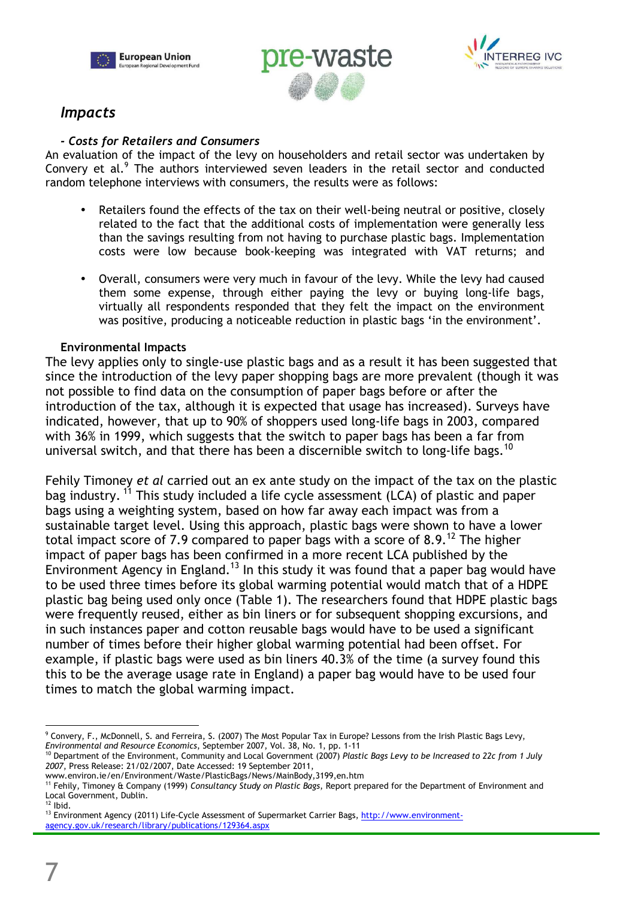## *Impacts*

### *- Costs for Retailers and Consumers*

An evaluation of the impact of the levy on householders and retail sector was undertaken by Convery et al.[9] The authors interviewed seven leaders in the retail sector and conducted random telephone interviews with consumers, the results were as follows:

- Retailers found the effects of the tax on their well-being neutral or positive, closely related to the fact that the additional costs of implementation were generally less than the savings resulting from not having to purchase plastic bags. Implementation costs were low because book-keeping was integrated with VAT returns; and
- Overall, consumers were very much in favour of the levy. While the levy had caused them some expense, through either paying the levy or buying long-life bags, virtually all respondents responded that they felt the impact on the environment was positive, producing a noticeable reduction in plastic bags 'in the environment'.

### Environmental Impacts

The levy applies only to single-use plastic bags and as a result it has been suggested that since the introduction of the levy paper shopping bags are more prevalent (though it was not possible to find data on the consumption of paper bags before or after the introduction of the tax, although it is expected that usage has increased). Surveys have indicated, however, that up to 90% of shoppers used long-life bags in 2003, compared with 36% in 1999, which suggests that the switch to paper bags has been a far from universal switch, and that there has been a discernible switch to long-life bags.[10]

Fehily Timoney *et al* carried out an ex ante study on the impact of the tax on the plastic bag industry.[11] This study included a life cycle assessment (LCA) of plastic and paper bags using a weighting system, based on how far away each impact was from a sustainable target level. Using this approach, plastic bags were shown to have a lower total impact score of 7.9 compared to paper bags with a score of 8.9.[12] The higher impact of paper bags has been confirmed in a more recent LCA published by the Environment Agency in England.[13] In this study it was found that a paper bag would have to be used three times before its global warming potential would match that of a HDPE plastic bag being used only once (Table 1). The researchers found that HDPE plastic bags were frequently reused, either as bin liners or for subsequent shopping excursions, and in such instances paper and cotton reusable bags would have to be used a significant number of times before their higher global warming potential had been offset. For example, if plastic bags were used as bin liners 40.3% of the time (a survey found this this to be the average usage rate in England) a paper bag would have to be used four times to match the global warming impact.

---

[9] Convery, F., McDonnell, S. and Ferreira, S. (2007) The Most Popular Tax in Europe? Lessons from the Irish Plastic Bags Levy, *Environmental and Resource Economics*, September 2007, Vol. 38, No. 1, pp. 1-11

[10] Department of the Environment, Community and Local Government (2007) *Plastic Bags Levy to be Increased to 22c from 1 July 2007*, Press Release: 21/02/2007, Date Accessed: 19 September 2011, www.environ.ie/en/Environment/Waste/PlasticBags/News/MainBody,3199,en.htm

[11] Fehily, Timoney & Company (1999) *Consultancy Study on Plastic Bags*, Report prepared for the Department of Environment and Local Government, Dublin.

[12] Ibid.

[13] Environment Agency (2011) Life-Cycle Assessment of Supermarket Carrier Bags, http://www.environment-agency.gov.uk/research/library/publications/129364.aspx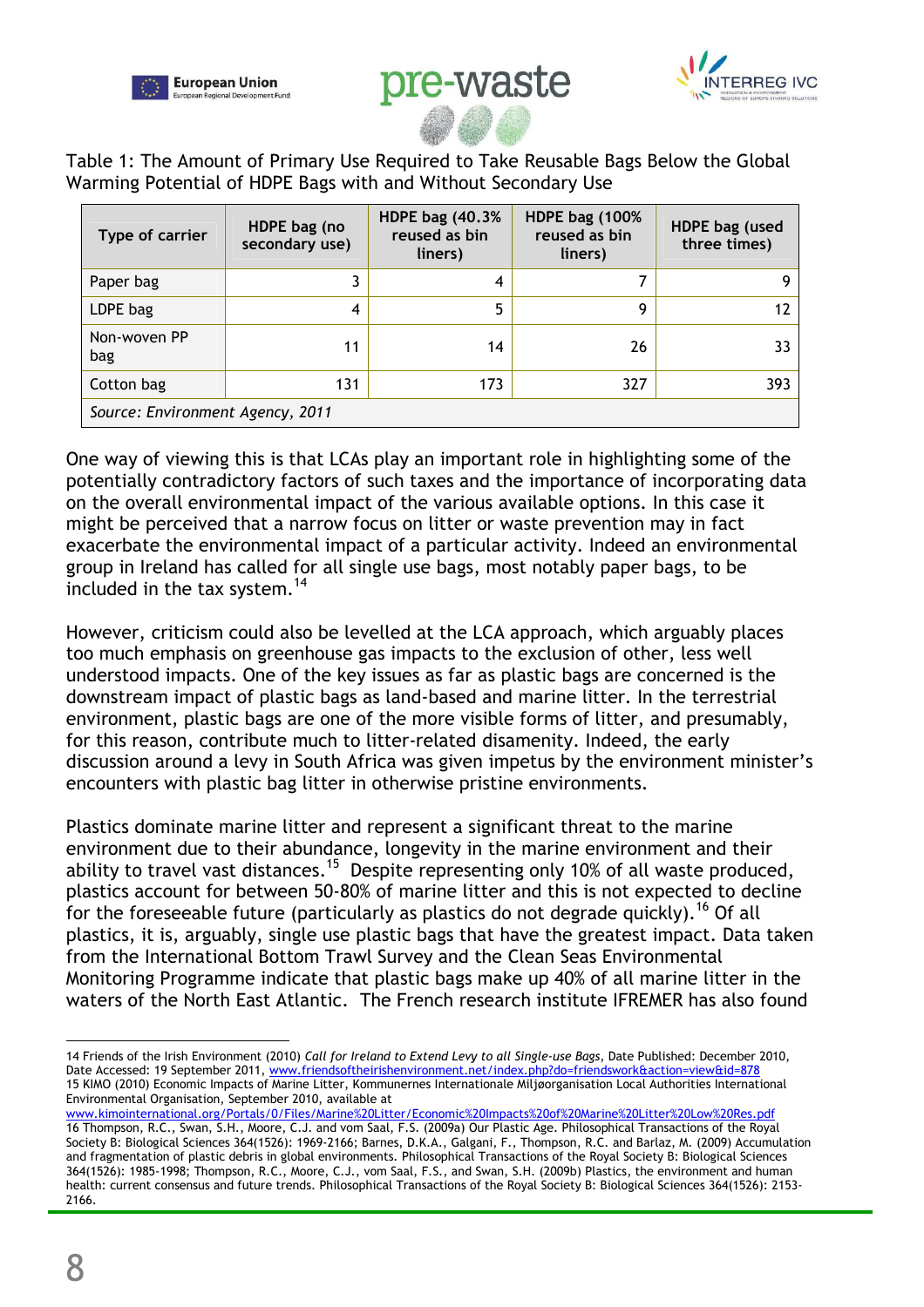Table 1: The Amount of Primary Use Required to Take Reusable Bags Below the Global Warming Potential of HDPE Bags with and Without Secondary Use

| Type of carrier | HDPE bag (no secondary use) | HDPE bag (40.3% reused as bin liners) | HDPE bag (100% reused as bin liners) | HDPE bag (used three times) |
|---|---|---|---|---|
| Paper bag | 3 | 4 | 7 | 9 |
| LDPE bag | 4 | 5 | 9 | 12 |
| Non-woven PP bag | 11 | 14 | 26 | 33 |
| Cotton bag | 131 | 173 | 327 | 393 |
| *Source: Environment Agency, 2011* | | | | |

One way of viewing this is that LCAs play an important role in highlighting some of the potentially contradictory factors of such taxes and the importance of incorporating data on the overall environmental impact of the various available options. In this case it might be perceived that a narrow focus on litter or waste prevention may in fact exacerbate the environmental impact of a particular activity. Indeed an environmental group in Ireland has called for all single use bags, most notably paper bags, to be included in the tax system.[14]

However, criticism could also be levelled at the LCA approach, which arguably places too much emphasis on greenhouse gas impacts to the exclusion of other, less well understood impacts. One of the key issues as far as plastic bags are concerned is the downstream impact of plastic bags as land-based and marine litter. In the terrestrial environment, plastic bags are one of the more visible forms of litter, and presumably, for this reason, contribute much to litter-related disamenity. Indeed, the early discussion around a levy in South Africa was given impetus by the environment minister's encounters with plastic bag litter in otherwise pristine environments.

Plastics dominate marine litter and represent a significant threat to the marine environment due to their abundance, longevity in the marine environment and their ability to travel vast distances.[15] Despite representing only 10% of all waste produced, plastics account for between 50-80% of marine litter and this is not expected to decline for the foreseeable future (particularly as plastics do not degrade quickly).[16] Of all plastics, it is, arguably, single use plastic bags that have the greatest impact. Data taken from the International Bottom Trawl Survey and the Clean Seas Environmental Monitoring Programme indicate that plastic bags make up 40% of all marine litter in the waters of the North East Atlantic. The French research institute IFREMER has also found

---

14 Friends of the Irish Environment (2010) *Call for Ireland to Extend Levy to all Single-use Bags*, Date Published: December 2010, Date Accessed: 19 September 2011, www.friendsoftheirishenvironment.net/index.php?do=friendswork&action=view&id=878

15 KIMO (2010) Economic Impacts of Marine Litter, Kommunernes Internationale Miljøorganisation Local Authorities International Environmental Organisation, September 2010, available at www.kimointernational.org/Portals/0/Files/Marine%20Litter/Economic%20Impacts%20of%20Marine%20Litter%20Low%20Res.pdf

16 Thompson, R.C., Swan, S.H., Moore, C.J. and vom Saal, F.S. (2009a) Our Plastic Age. Philosophical Transactions of the Royal Society B: Biological Sciences 364(1526): 1969-2166; Barnes, D.K.A., Galgani, F., Thompson, R.C. and Barlaz, M. (2009) Accumulation and fragmentation of plastic debris in global environments. Philosophical Transactions of the Royal Society B: Biological Sciences 364(1526): 1985-1998; Thompson, R.C., Moore, C.J., vom Saal, F.S., and Swan, S.H. (2009b) Plastics, the environment and human health: current consensus and future trends. Philosophical Transactions of the Royal Society B: Biological Sciences 364(1526): 2153-2166.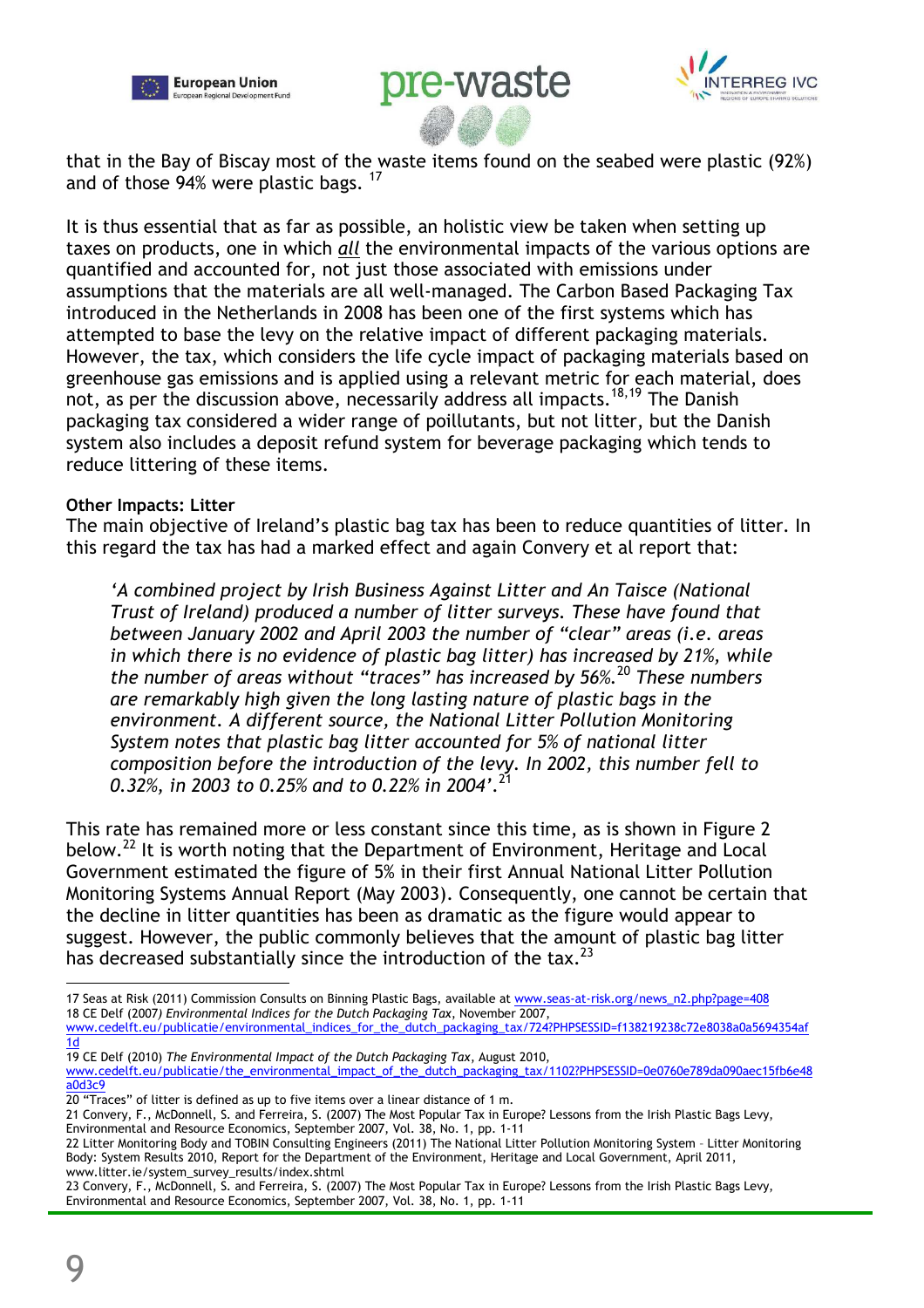that in the Bay of Biscay most of the waste items found on the seabed were plastic (92%) and of those 94% were plastic bags. [17]

It is thus essential that as far as possible, an holistic view be taken when setting up taxes on products, one in which ***all*** the environmental impacts of the various options are quantified and accounted for, not just those associated with emissions under assumptions that the materials are all well-managed. The Carbon Based Packaging Tax introduced in the Netherlands in 2008 has been one of the first systems which has attempted to base the levy on the relative impact of different packaging materials. However, the tax, which considers the life cycle impact of packaging materials based on greenhouse gas emissions and is applied using a relevant metric for each material, does not, as per the discussion above, necessarily address all impacts.[18,19] The Danish packaging tax considered a wider range of poillutants, but not litter, but the Danish system also includes a deposit refund system for beverage packaging which tends to reduce littering of these items.

**Other Impacts: Litter**

The main objective of Ireland's plastic bag tax has been to reduce quantities of litter. In this regard the tax has had a marked effect and again Convery et al report that:

> *'A combined project by Irish Business Against Litter and An Taisce (National Trust of Ireland) produced a number of litter surveys. These have found that between January 2002 and April 2003 the number of "clear" areas (i.e. areas in which there is no evidence of plastic bag litter) has increased by 21%, while the number of areas without "traces" has increased by 56%.[20] These numbers are remarkably high given the long lasting nature of plastic bags in the environment. A different source, the National Litter Pollution Monitoring System notes that plastic bag litter accounted for 5% of national litter composition before the introduction of the levy. In 2002, this number fell to 0.32%, in 2003 to 0.25% and to 0.22% in 2004'.*[21]

This rate has remained more or less constant since this time, as is shown in Figure 2 below.[22] It is worth noting that the Department of Environment, Heritage and Local Government estimated the figure of 5% in their first Annual National Litter Pollution Monitoring Systems Annual Report (May 2003). Consequently, one cannot be certain that the decline in litter quantities has been as dramatic as the figure would appear to suggest. However, the public commonly believes that the amount of plastic bag litter has decreased substantially since the introduction of the tax.[23]

---

17 Seas at Risk (2011) Commission Consults on Binning Plastic Bags, available at www.seas-at-risk.org/news_n2.php?page=408

18 CE Delf (2007) *Environmental Indices for the Dutch Packaging Tax*, November 2007, www.cedelft.eu/publicatie/environmental_indices_for_the_dutch_packaging_tax/724?PHPSESSID=f138219238c72e8038a0a5694354af1d

19 CE Delf (2010) *The Environmental Impact of the Dutch Packaging Tax*, August 2010, www.cedelft.eu/publicatie/the_environmental_impact_of_the_dutch_packaging_tax/1102?PHPSESSID=0e0760e789da090aec15fb6e48a0d3c9

20 "Traces" of litter is defined as up to five items over a linear distance of 1 m.

21 Convery, F., McDonnell, S. and Ferreira, S. (2007) The Most Popular Tax in Europe? Lessons from the Irish Plastic Bags Levy, Environmental and Resource Economics, September 2007, Vol. 38, No. 1, pp. 1-11

22 Litter Monitoring Body and TOBIN Consulting Engineers (2011) The National Litter Pollution Monitoring System – Litter Monitoring Body: System Results 2010, Report for the Department of the Environment, Heritage and Local Government, April 2011, www.litter.ie/system_survey_results/index.shtml

23 Convery, F., McDonnell, S. and Ferreira, S. (2007) The Most Popular Tax in Europe? Lessons from the Irish Plastic Bags Levy, Environmental and Resource Economics, September 2007, Vol. 38, No. 1, pp. 1-11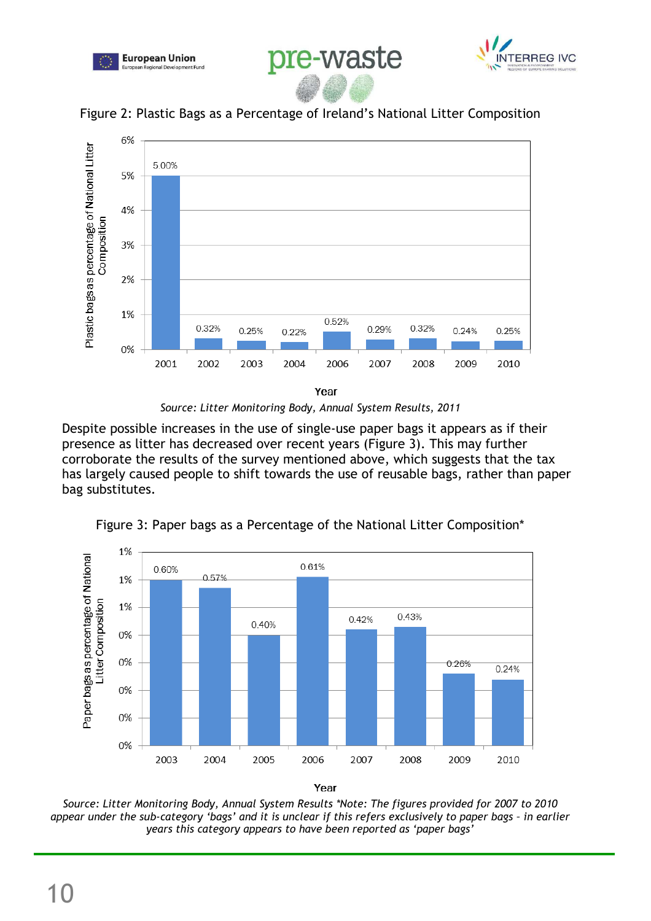Figure 2: Plastic Bags as a Percentage of Ireland's National Litter Composition

| Year | Plastic bags as percentage of National Litter Composition |
|---|---|
| 2001 | 5.00% |
| 2002 | 0.32% |
| 2003 | 0.25% |
| 2004 | 0.22% |
| 2006 | 0.52% |
| 2007 | 0.29% |
| 2008 | 0.32% |
| 2009 | 0.24% |
| 2010 | 0.25% |

*Source: Litter Monitoring Body, Annual System Results, 2011*

Despite possible increases in the use of single-use paper bags it appears as if their presence as litter has decreased over recent years (Figure 3). This may further corroborate the results of the survey mentioned above, which suggests that the tax has largely caused people to shift towards the use of reusable bags, rather than paper bag substitutes.

Figure 3: Paper bags as a Percentage of the National Litter Composition*

| Year | Paper bags as percentage of National Litter Composition |
|---|---|
| 2003 | 0.60% |
| 2004 | 0.57% |
| 2005 | 0.40% |
| 2006 | 0.61% |
| 2007 | 0.42% |
| 2008 | 0.43% |
| 2009 | 0.26% |
| 2010 | 0.24% |

*Source: Litter Monitoring Body, Annual System Results \*Note: The figures provided for 2007 to 2010 appear under the sub-category 'bags' and it is unclear if this refers exclusively to paper bags – in earlier years this category appears to have been reported as 'paper bags'*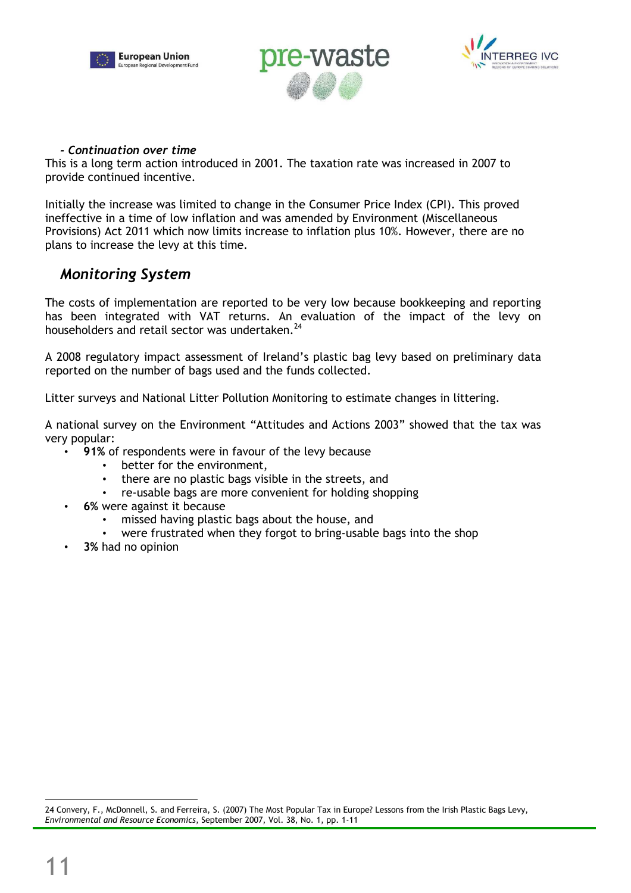*- Continuation over time*

This is a long term action introduced in 2001. The taxation rate was increased in 2007 to provide continued incentive.

Initially the increase was limited to change in the Consumer Price Index (CPI). This proved ineffective in a time of low inflation and was amended by Environment (Miscellaneous Provisions) Act 2011 which now limits increase to inflation plus 10%. However, there are no plans to increase the levy at this time.

## *Monitoring System*

The costs of implementation are reported to be very low because bookkeeping and reporting has been integrated with VAT returns. An evaluation of the impact of the levy on householders and retail sector was undertaken.[24]

A 2008 regulatory impact assessment of Ireland's plastic bag levy based on preliminary data reported on the number of bags used and the funds collected.

Litter surveys and National Litter Pollution Monitoring to estimate changes in littering.

A national survey on the Environment "Attitudes and Actions 2003" showed that the tax was very popular:

- **91%** of respondents were in favour of the levy because
  - better for the environment,
  - there are no plastic bags visible in the streets, and
  - re-usable bags are more convenient for holding shopping
- **6%** were against it because
  - missed having plastic bags about the house, and
  - were frustrated when they forgot to bring-usable bags into the shop
- **3%** had no opinion

---

24 Convery, F., McDonnell, S. and Ferreira, S. (2007) The Most Popular Tax in Europe? Lessons from the Irish Plastic Bags Levy, *Environmental and Resource Economics*, September 2007, Vol. 38, No. 1, pp. 1-11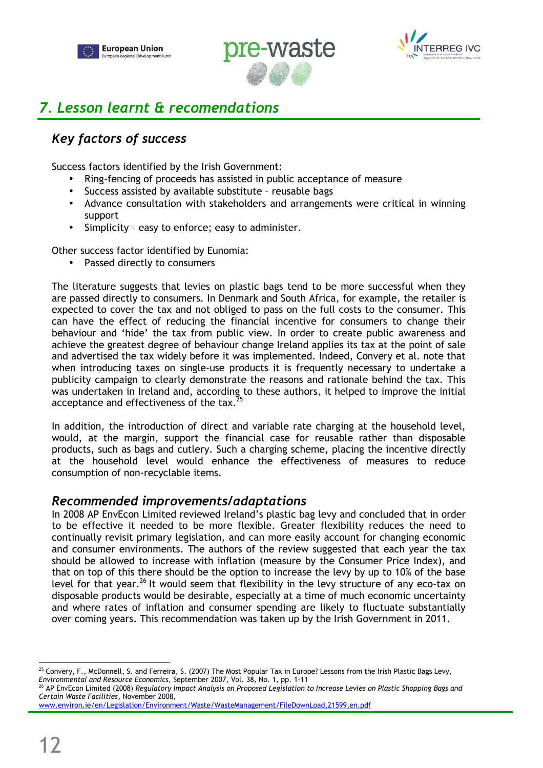## 7. Lesson learnt & recomendations

### Key factors of success

Success factors identified by the Irish Government:

- Ring-fencing of proceeds has assisted in public acceptance of measure
- Success assisted by available substitute – reusable bags
- Advance consultation with stakeholders and arrangements were critical in winning support
- Simplicity – easy to enforce; easy to administer.

Other success factor identified by Eunomia:

- Passed directly to consumers

The literature suggests that levies on plastic bags tend to be more successful when they are passed directly to consumers. In Denmark and South Africa, for example, the retailer is expected to cover the tax and not obliged to pass on the full costs to the consumer. This can have the effect of reducing the financial incentive for consumers to change their behaviour and 'hide' the tax from public view. In order to create public awareness and achieve the greatest degree of behaviour change Ireland applies its tax at the point of sale and advertised the tax widely before it was implemented. Indeed, Convery et al. note that when introducing taxes on single-use products it is frequently necessary to undertake a publicity campaign to clearly demonstrate the reasons and rationale behind the tax. This was undertaken in Ireland and, according to these authors, it helped to improve the initial acceptance and effectiveness of the tax.[25]

In addition, the introduction of direct and variable rate charging at the household level, would, at the margin, support the financial case for reusable rather than disposable products, such as bags and cutlery. Such a charging scheme, placing the incentive directly at the household level would enhance the effectiveness of measures to reduce consumption of non-recyclable items.

### Recommended improvements/adaptations

In 2008 AP EnvEcon Limited reviewed Ireland's plastic bag levy and concluded that in order to be effective it needed to be more flexible. Greater flexibility reduces the need to continually revisit primary legislation, and can more easily account for changing economic and consumer environments. The authors of the review suggested that each year the tax should be allowed to increase with inflation (measure by the Consumer Price Index), and that on top of this there should be the option to increase the levy by up to 10% of the base level for that year.[26] It would seem that flexibility in the levy structure of any eco-tax on disposable products would be desirable, especially at a time of much economic uncertainty and where rates of inflation and consumer spending are likely to fluctuate substantially over coming years. This recommendation was taken up by the Irish Government in 2011.

---

[25] Convery, F., McDonnell, S. and Ferreira, S. (2007) The Most Popular Tax in Europe? Lessons from the Irish Plastic Bags Levy, *Environmental and Resource Economics*, September 2007, Vol. 38, No. 1, pp. 1-11

[26] AP EnvEcon Limited (2008) *Regulatory Impact Analysis on Proposed Legislation to Increase Levies on Plastic Shopping Bags and Certain Waste Facilities*, November 2008, www.environ.ie/en/Legislation/Environment/Waste/WasteManagement/FileDownLoad,21599,en.pdf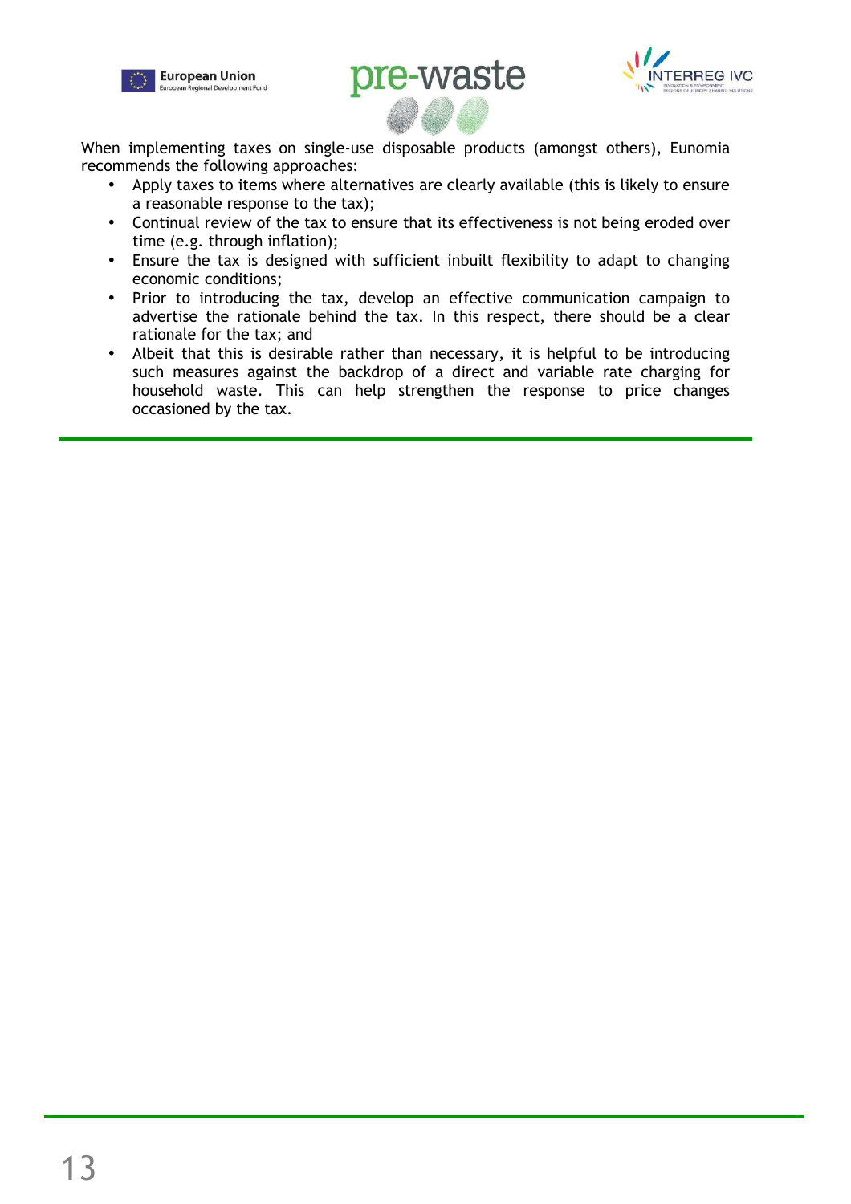When implementing taxes on single-use disposable products (amongst others), Eunomia recommends the following approaches:

- Apply taxes to items where alternatives are clearly available (this is likely to ensure a reasonable response to the tax);
- Continual review of the tax to ensure that its effectiveness is not being eroded over time (e.g. through inflation);
- Ensure the tax is designed with sufficient inbuilt flexibility to adapt to changing economic conditions;
- Prior to introducing the tax, develop an effective communication campaign to advertise the rationale behind the tax. In this respect, there should be a clear rationale for the tax; and
- Albeit that this is desirable rather than necessary, it is helpful to be introducing such measures against the backdrop of a direct and variable rate charging for household waste. This can help strengthen the response to price changes occasioned by the tax.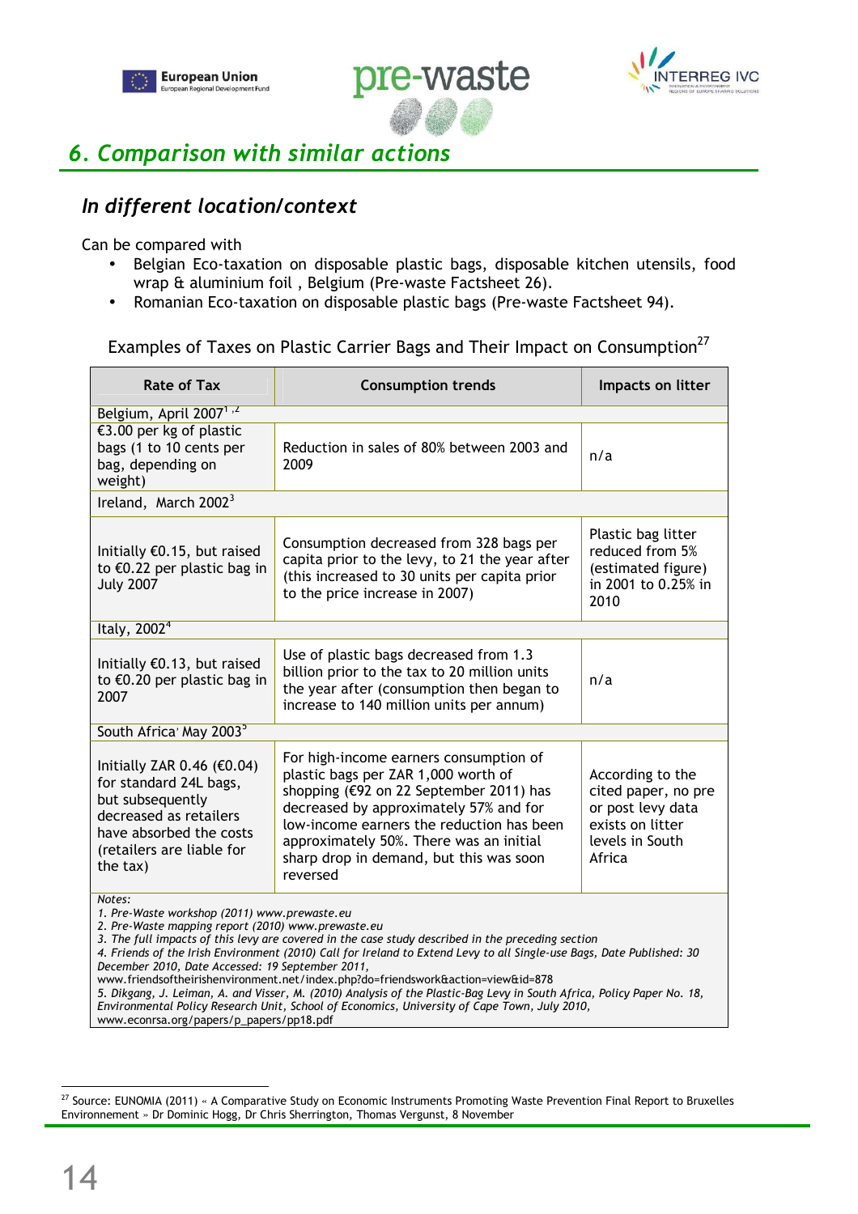## 6. Comparison with similar actions

### In different location/context

Can be compared with

- Belgian Eco-taxation on disposable plastic bags, disposable kitchen utensils, food wrap & aluminium foil , Belgium (Pre-waste Factsheet 26).
- Romanian Eco-taxation on disposable plastic bags (Pre-waste Factsheet 94).

Examples of Taxes on Plastic Carrier Bags and Their Impact on Consumption[27]

| Rate of Tax | Consumption trends | Impacts on litter |
|---|---|---|
| Belgium, April 2007[1,2] | | |
| €3.00 per kg of plastic bags (1 to 10 cents per bag, depending on weight) | Reduction in sales of 80% between 2003 and 2009 | n/a |
| Ireland, March 2002[3] | | |
| Initially €0.15, but raised to €0.22 per plastic bag in July 2007 | Consumption decreased from 328 bags per capita prior to the levy, to 21 the year after (this increased to 30 units per capita prior to the price increase in 2007) | Plastic bag litter reduced from 5% (estimated figure) in 2001 to 0.25% in 2010 |
| Italy, 2002[4] | | |
| Initially €0.13, but raised to €0.20 per plastic bag in 2007 | Use of plastic bags decreased from 1.3 billion prior to the tax to 20 million units the year after (consumption then began to increase to 140 million units per annum) | n/a |
| South Africa' May 2003[5] | | |
| Initially ZAR 0.46 (€0.04) for standard 24L bags, but subsequently decreased as retailers have absorbed the costs (retailers are liable for the tax) | For high-income earners consumption of plastic bags per ZAR 1,000 worth of shopping (€92 on 22 September 2011) has decreased by approximately 57% and for low-income earners the reduction has been approximately 50%. There was an initial sharp drop in demand, but this was soon reversed | According to the cited paper, no pre or post levy data exists on litter levels in South Africa |

*Notes:*
*1. Pre-Waste workshop (2011) www.prewaste.eu*
*2. Pre-Waste mapping report (2010) www.prewaste.eu*
*3. The full impacts of this levy are covered in the case study described in the preceding section*
*4. Friends of the Irish Environment (2010) Call for Ireland to Extend Levy to all Single-use Bags, Date Published: 30 December 2010, Date Accessed: 19 September 2011,*
www.friendsoftheirishenvironment.net/index.php?do=friendswork&action=view&id=878
*5. Dikgang, J. Leiman, A. and Visser, M. (2010) Analysis of the Plastic-Bag Levy in South Africa, Policy Paper No. 18, Environmental Policy Research Unit, School of Economics, University of Cape Town, July 2010,*
www.econrsa.org/papers/p_papers/pp18.pdf

[27] Source: EUNOMIA (2011) « A Comparative Study on Economic Instruments Promoting Waste Prevention Final Report to Bruxelles Environnement » Dr Dominic Hogg, Dr Chris Sherrington, Thomas Vergunst, 8 November